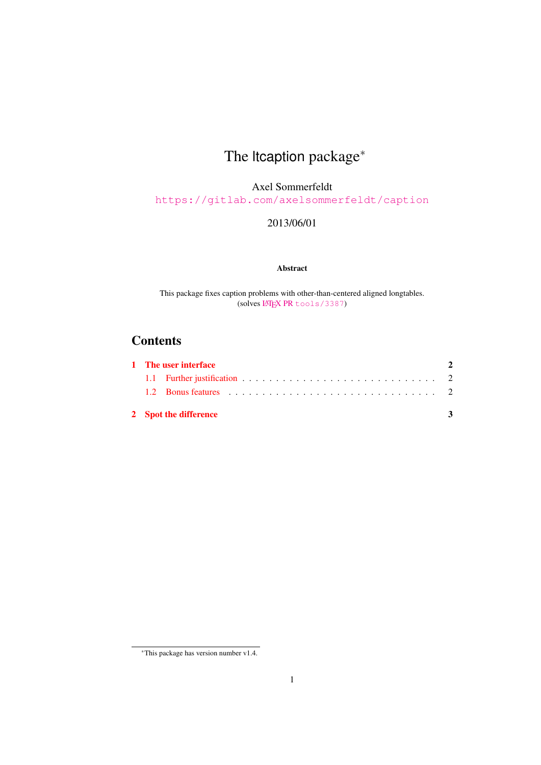# The ltcaption package*

Axel Sommerfeldt

https://gitlab.com/axelsommerfeldt/caption

2013/06/01

**Abstract**

This package fixes caption problems with other-than-centered aligned longtables.
(solves LaTeX PR tools/3387)

## Contents

| | | |
|---|---|---|
| **1** | **The user interface** | **2** |
| 1.1 | Further justification | 2 |
| 1.2 | Bonus features | 2 |
| **2** | **Spot the difference** | **3** |

*This package has version number v1.4.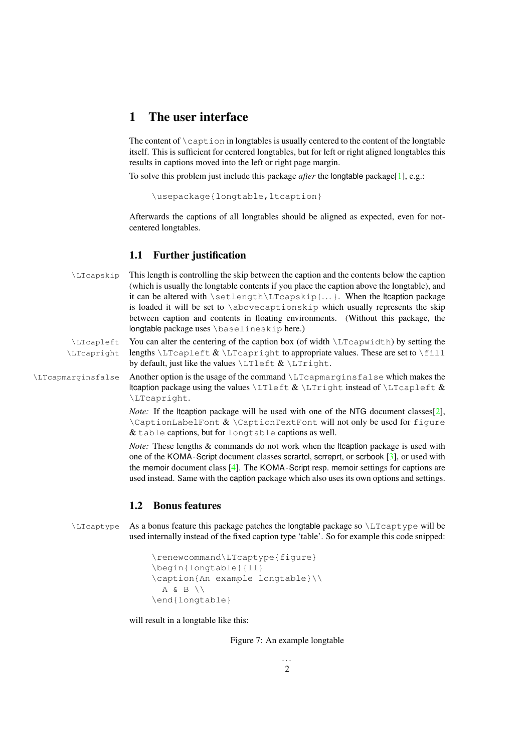# 1 The user interface

The content of `\caption` in longtables is usually centered to the content of the longtable itself. This is sufficient for centered longtables, but for left or right aligned longtables this results in captions moved into the left or right page margin.

To solve this problem just include this package *after* the longtable package[1], e.g.:

```
\usepackage{longtable,ltcaption}
```

Afterwards the captions of all longtables should be aligned as expected, even for not-centered longtables.

## 1.1 Further justification

`\LTcapskip` This length is controlling the skip between the caption and the contents below the caption (which is usually the longtable contents if you place the caption above the longtable), and it can be altered with `\setlength\LTcapskip{...}`. When the ltcaption package is loaded it will be set to `\abovecaptionskip` which usually represents the skip between caption and contents in floating environments. (Without this package, the longtable package uses `\baselineskip` here.)

`\LTcapleft` `\LTcapright` You can alter the centering of the caption box (of width `\LTcapwidth`) by setting the lengths `\LTcapleft` & `\LTcapright` to appropriate values. These are set to `\fill` by default, just like the values `\LTleft` & `\LTright`.

`\LTcapmarginsfalse` Another option is the usage of the command `\LTcapmarginsfalse` which makes the ltcaption package using the values `\LTleft` & `\LTright` instead of `\LTcapleft` & `\LTcapright`.

*Note:* If the ltcaption package will be used with one of the NTG document classes[2], `\CaptionLabelFont` & `\CaptionTextFont` will not only be used for `figure` & `table` captions, but for `longtable` captions as well.

*Note:* These lengths & commands do not work when the ltcaption package is used with one of the KOMA-Script document classes scrartcl, scrreprt, or scrbook [3], or used with the memoir document class [4]. The KOMA-Script resp. memoir settings for captions are used instead. Same with the caption package which also uses its own options and settings.

## 1.2 Bonus features

`\LTcaptype` As a bonus feature this package patches the longtable package so `\LTcaptype` will be used internally instead of the fixed caption type 'table'. So for example this code snipped:

```
\renewcommand\LTcaptype{figure}
\begin{longtable}{ll}
\caption{An example longtable}\\
  A & B \\
\end{longtable}
```

will result in a longtable like this:

Figure 7: An example longtable

...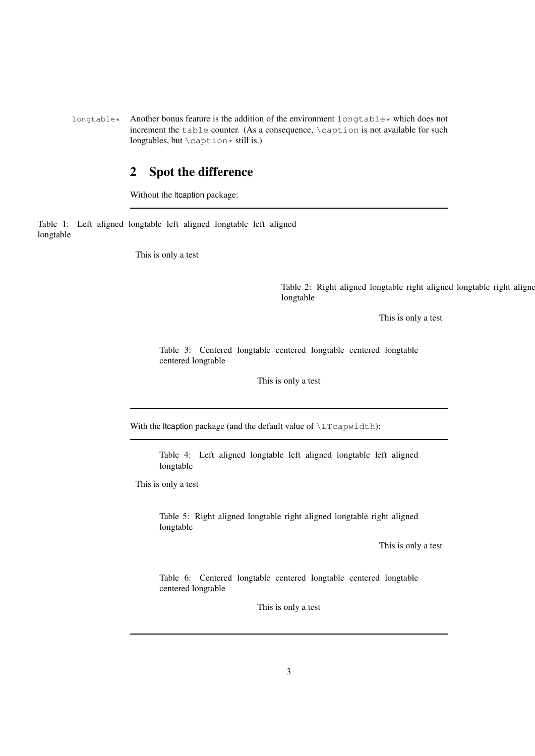`longtable*` Another bonus feature is the addition of the environment `longtable*` which does not increment the `table` counter. (As a consequence, `\caption` is not available for such longtables, but `\caption*` still is.)

## 2 Spot the difference

Without the ltcaption package:

---

Table 1: Left aligned longtable left aligned longtable left aligned longtable

This is only a test

Table 2: Right aligned longtable right aligned longtable right aligne longtable

This is only a test

Table 3: Centered longtable centered longtable centered longtable centered longtable

This is only a test

---

With the ltcaption package (and the default value of `\LTcapwidth`):

---

Table 4: Left aligned longtable left aligned longtable left aligned longtable

This is only a test

Table 5: Right aligned longtable right aligned longtable right aligned longtable

This is only a test

Table 6: Centered longtable centered longtable centered longtable centered longtable

This is only a test

---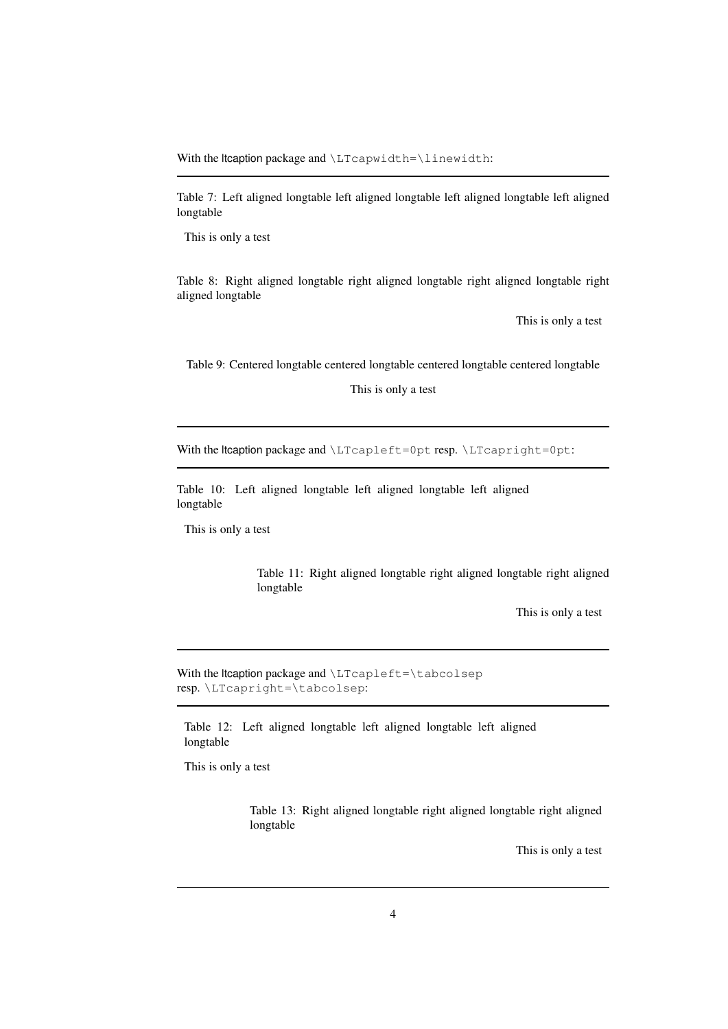With the ltcaption package and `\LTcapwidth=\linewidth`:

---

Table 7: Left aligned longtable left aligned longtable left aligned longtable left aligned longtable

This is only a test

Table 8: Right aligned longtable right aligned longtable right aligned longtable right aligned longtable

This is only a test

Table 9: Centered longtable centered longtable centered longtable centered longtable

This is only a test

---

With the ltcaption package and `\LTcapleft=0pt` resp. `\LTcapright=0pt`:

---

Table 10: Left aligned longtable left aligned longtable left aligned longtable

This is only a test

Table 11: Right aligned longtable right aligned longtable right aligned longtable

This is only a test

---

With the ltcaption package and `\LTcapleft=\tabcolsep` resp. `\LTcapright=\tabcolsep`:

---

Table 12: Left aligned longtable left aligned longtable left aligned longtable

This is only a test

Table 13: Right aligned longtable right aligned longtable right aligned longtable

This is only a test

---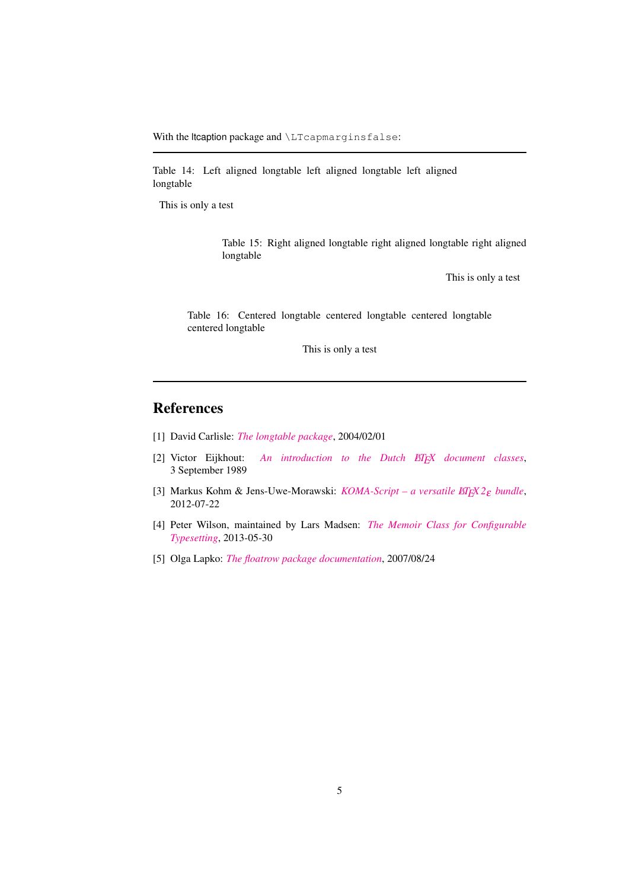With the ltcaption package and `\LTcapmarginsfalse`:

---

Table 14: Left aligned longtable left aligned longtable left aligned longtable

This is only a test

Table 15: Right aligned longtable right aligned longtable right aligned longtable

This is only a test

Table 16: Centered longtable centered longtable centered longtable centered longtable

This is only a test

---

## References

[1] David Carlisle: *The longtable package*, 2004/02/01

[2] Victor Eijkhout: *An introduction to the Dutch LaTeX document classes*, 3 September 1989

[3] Markus Kohm & Jens-Uwe-Morawski: *KOMA-Script – a versatile LaTeX 2ε bundle*, 2012-07-22

[4] Peter Wilson, maintained by Lars Madsen: *The Memoir Class for Configurable Typesetting*, 2013-05-30

[5] Olga Lapko: *The floatrow package documentation*, 2007/08/24